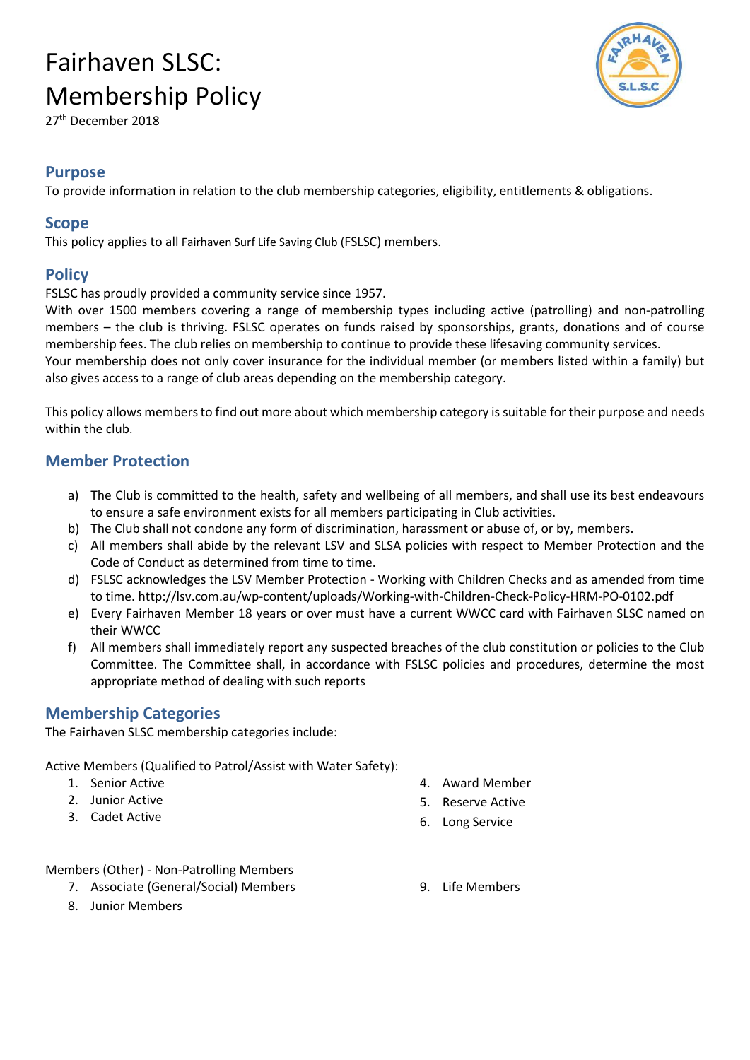# Fairhaven SLSC: Membership Policy

27th December 2018

## Purpose

To provide information in relation to the club membership categories, eligibility, entitlements & obligations.

## Scope

This policy applies to all Fairhaven Surf Life Saving Club (FSLSC) members.

## Policy

FSLSC has proudly provided a community service since 1957.

With over 1500 members covering a range of membership types including active (patrolling) and non-patrolling members – the club is thriving. FSLSC operates on funds raised by sponsorships, grants, donations and of course membership fees. The club relies on membership to continue to provide these lifesaving community services.

Your membership does not only cover insurance for the individual member (or members listed within a family) but also gives access to a range of club areas depending on the membership category.

This policy allows members to find out more about which membership category is suitable for their purpose and needs within the club.

## Member Protection

a) The Club is committed to the health, safety and wellbeing of all members, and shall use its best endeavours to ensure a safe environment exists for all members participating in Club activities.

b) The Club shall not condone any form of discrimination, harassment or abuse of, or by, members.

c) All members shall abide by the relevant LSV and SLSA policies with respect to Member Protection and the Code of Conduct as determined from time to time.

d) FSLSC acknowledges the LSV Member Protection - Working with Children Checks and as amended from time to time. http://lsv.com.au/wp-content/uploads/Working-with-Children-Check-Policy-HRM-PO-0102.pdf

e) Every Fairhaven Member 18 years or over must have a current WWCC card with Fairhaven SLSC named on their WWCC

f) All members shall immediately report any suspected breaches of the club constitution or policies to the Club Committee. The Committee shall, in accordance with FSLSC policies and procedures, determine the most appropriate method of dealing with such reports

## Membership Categories

The Fairhaven SLSC membership categories include:

Active Members (Qualified to Patrol/Assist with Water Safety):

1. Senior Active
2. Junior Active
3. Cadet Active
4. Award Member
5. Reserve Active
6. Long Service

Members (Other) - Non-Patrolling Members

7. Associate (General/Social) Members
8. Junior Members
9. Life Members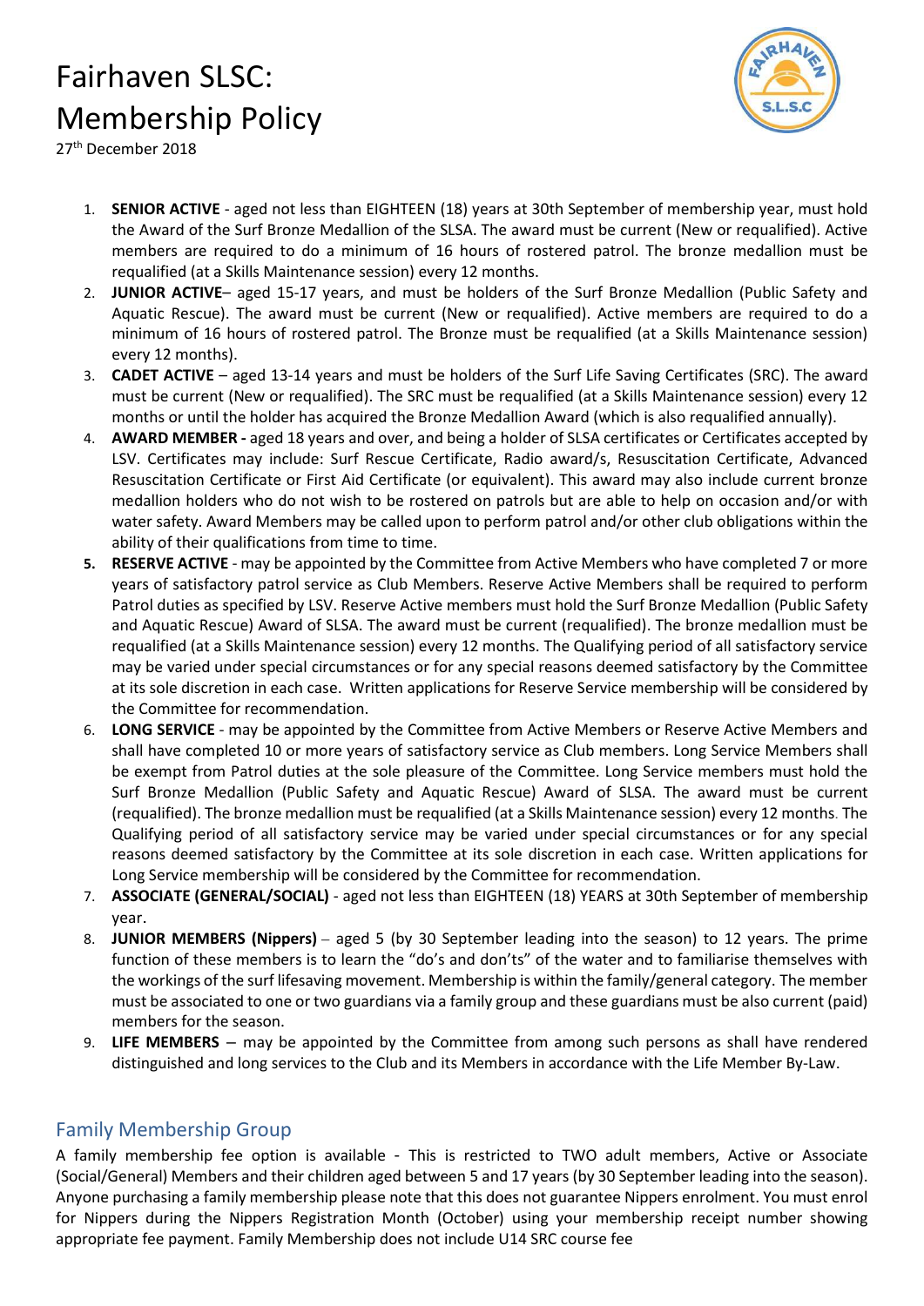# Fairhaven SLSC: Membership Policy

27th December 2018

1. **SENIOR ACTIVE** - aged not less than EIGHTEEN (18) years at 30th September of membership year, must hold the Award of the Surf Bronze Medallion of the SLSA. The award must be current (New or requalified). Active members are required to do a minimum of 16 hours of rostered patrol. The bronze medallion must be requalified (at a Skills Maintenance session) every 12 months.
2. **JUNIOR ACTIVE**– aged 15-17 years, and must be holders of the Surf Bronze Medallion (Public Safety and Aquatic Rescue). The award must be current (New or requalified). Active members are required to do a minimum of 16 hours of rostered patrol. The Bronze must be requalified (at a Skills Maintenance session) every 12 months).
3. **CADET ACTIVE** – aged 13-14 years and must be holders of the Surf Life Saving Certificates (SRC). The award must be current (New or requalified). The SRC must be requalified (at a Skills Maintenance session) every 12 months or until the holder has acquired the Bronze Medallion Award (which is also requalified annually).
4. **AWARD MEMBER -** aged 18 years and over, and being a holder of SLSA certificates or Certificates accepted by LSV. Certificates may include: Surf Rescue Certificate, Radio award/s, Resuscitation Certificate, Advanced Resuscitation Certificate or First Aid Certificate (or equivalent). This award may also include current bronze medallion holders who do not wish to be rostered on patrols but are able to help on occasion and/or with water safety. Award Members may be called upon to perform patrol and/or other club obligations within the ability of their qualifications from time to time.
5. **RESERVE ACTIVE** - may be appointed by the Committee from Active Members who have completed 7 or more years of satisfactory patrol service as Club Members. Reserve Active Members shall be required to perform Patrol duties as specified by LSV. Reserve Active members must hold the Surf Bronze Medallion (Public Safety and Aquatic Rescue) Award of SLSA. The award must be current (requalified). The bronze medallion must be requalified (at a Skills Maintenance session) every 12 months. The Qualifying period of all satisfactory service may be varied under special circumstances or for any special reasons deemed satisfactory by the Committee at its sole discretion in each case. Written applications for Reserve Service membership will be considered by the Committee for recommendation.
6. **LONG SERVICE** - may be appointed by the Committee from Active Members or Reserve Active Members and shall have completed 10 or more years of satisfactory service as Club members. Long Service Members shall be exempt from Patrol duties at the sole pleasure of the Committee. Long Service members must hold the Surf Bronze Medallion (Public Safety and Aquatic Rescue) Award of SLSA. The award must be current (requalified). The bronze medallion must be requalified (at a Skills Maintenance session) every 12 months. The Qualifying period of all satisfactory service may be varied under special circumstances or for any special reasons deemed satisfactory by the Committee at its sole discretion in each case. Written applications for Long Service membership will be considered by the Committee for recommendation.
7. **ASSOCIATE (GENERAL/SOCIAL)** - aged not less than EIGHTEEN (18) YEARS at 30th September of membership year.
8. **JUNIOR MEMBERS (Nippers)** – aged 5 (by 30 September leading into the season) to 12 years. The prime function of these members is to learn the "do's and don'ts" of the water and to familiarise themselves with the workings of the surf lifesaving movement. Membership is within the family/general category. The member must be associated to one or two guardians via a family group and these guardians must be also current (paid) members for the season.
9. **LIFE MEMBERS** – may be appointed by the Committee from among such persons as shall have rendered distinguished and long services to the Club and its Members in accordance with the Life Member By-Law.

## Family Membership Group

A family membership fee option is available - This is restricted to TWO adult members, Active or Associate (Social/General) Members and their children aged between 5 and 17 years (by 30 September leading into the season). Anyone purchasing a family membership please note that this does not guarantee Nippers enrolment. You must enrol for Nippers during the Nippers Registration Month (October) using your membership receipt number showing appropriate fee payment. Family Membership does not include U14 SRC course fee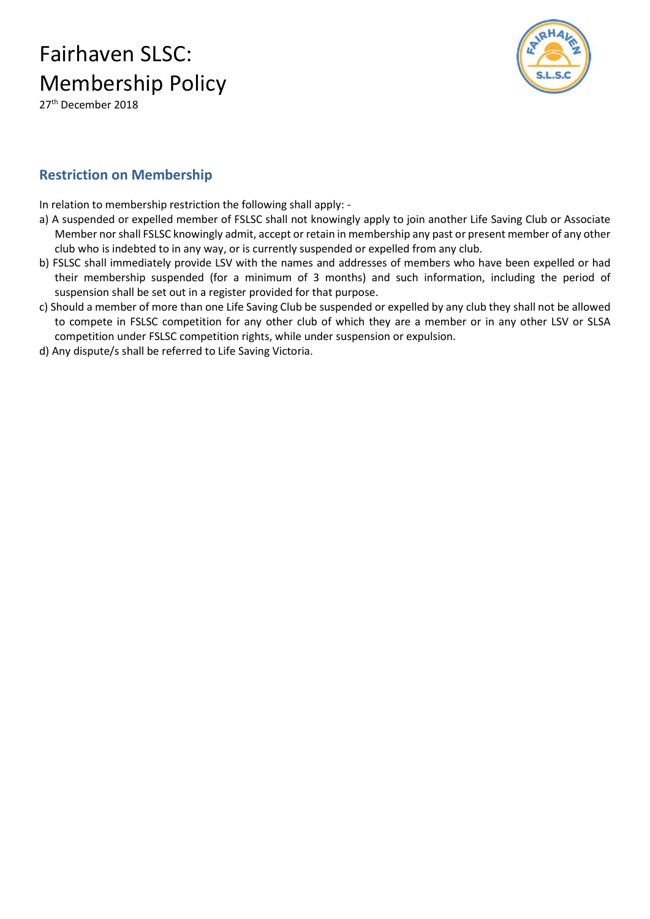## Restriction on Membership

In relation to membership restriction the following shall apply: -

a) A suspended or expelled member of FSLSC shall not knowingly apply to join another Life Saving Club or Associate Member nor shall FSLSC knowingly admit, accept or retain in membership any past or present member of any other club who is indebted to in any way, or is currently suspended or expelled from any club.

b) FSLSC shall immediately provide LSV with the names and addresses of members who have been expelled or had their membership suspended (for a minimum of 3 months) and such information, including the period of suspension shall be set out in a register provided for that purpose.

c) Should a member of more than one Life Saving Club be suspended or expelled by any club they shall not be allowed to compete in FSLSC competition for any other club of which they are a member or in any other LSV or SLSA competition under FSLSC competition rights, while under suspension or expulsion.

d) Any dispute/s shall be referred to Life Saving Victoria.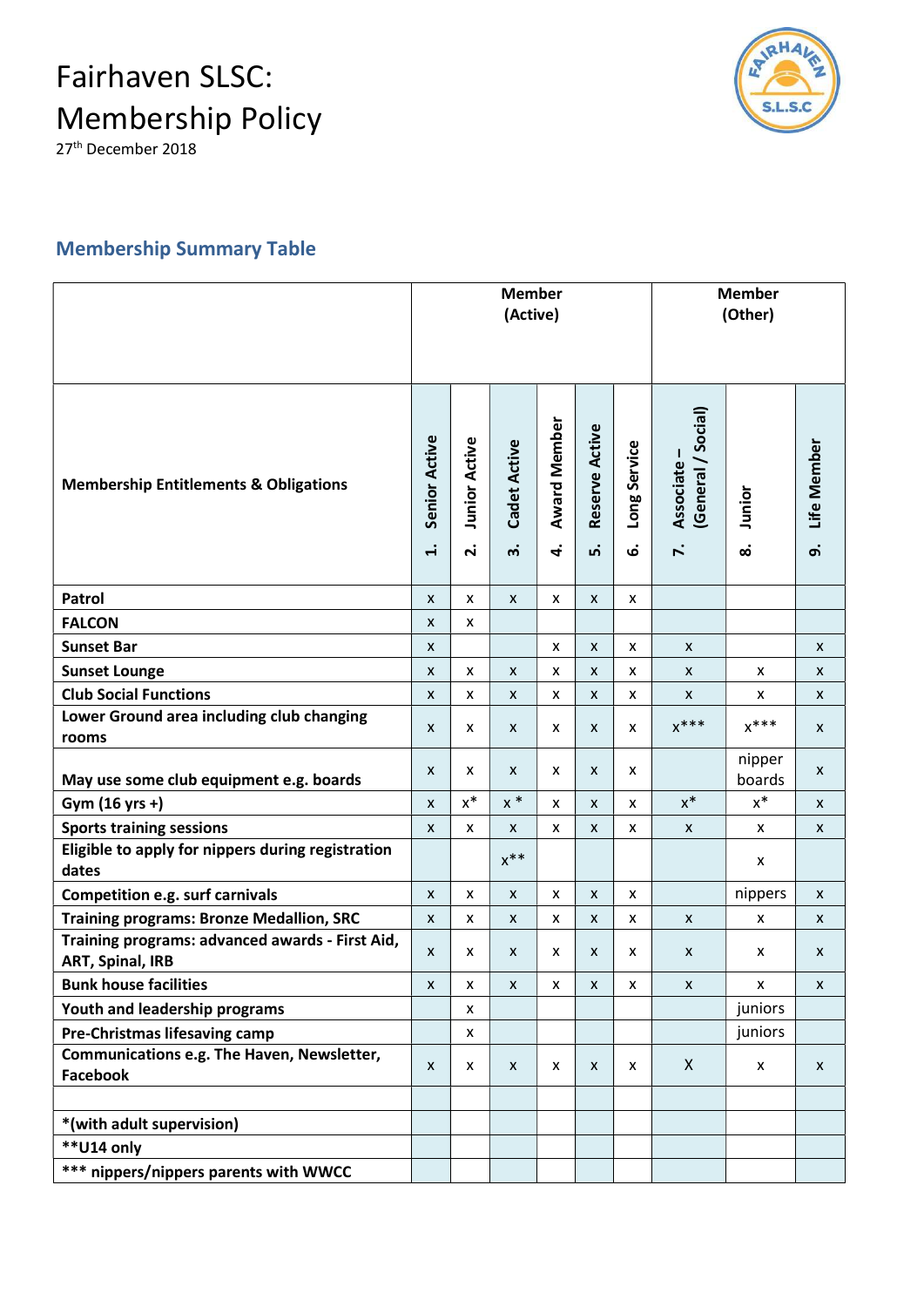# Fairhaven SLSC: Membership Policy

27th December 2018

## Membership Summary Table

| Membership Entitlements & Obligations | Member (Active) | | | | | | Member (Other) | | |
|---|---|---|---|---|---|---|---|---|---|
| | 1. Senior Active | 2. Junior Active | 3. Cadet Active | 4. Award Member | 5. Reserve Active | 6. Long Service | 7. Associate – (General / Social) | 8. Junior | 9. Life Member |
| **Patrol** | x | x | x | x | x | x | | | |
| **FALCON** | x | x | | | | | | | |
| **Sunset Bar** | x | | | x | x | x | x | | x |
| **Sunset Lounge** | x | x | x | x | x | x | x | x | x |
| **Club Social Functions** | x | x | x | x | x | x | x | x | x |
| **Lower Ground area including club changing rooms** | x | x | x | x | x | x | x*** | x*** | x |
| **May use some club equipment e.g. boards** | x | x | x | x | x | x | | nipper boards | x |
| **Gym (16 yrs +)** | x | x* | x * | x | x | x | x* | x* | x |
| **Sports training sessions** | x | x | x | x | x | x | x | x | x |
| **Eligible to apply for nippers during registration dates** | | | x** | | | | | x | |
| **Competition e.g. surf carnivals** | x | x | x | x | x | x | | nippers | x |
| **Training programs: Bronze Medallion, SRC** | x | x | x | x | x | x | x | x | x |
| **Training programs: advanced awards - First Aid, ART, Spinal, IRB** | x | x | x | x | x | x | x | x | x |
| **Bunk house facilities** | x | x | x | x | x | x | x | x | x |
| **Youth and leadership programs** | | x | | | | | | juniors | |
| **Pre-Christmas lifesaving camp** | | x | | | | | | juniors | |
| **Communications e.g. The Haven, Newsletter, Facebook** | x | x | x | x | x | x | X | x | x |
| | | | | | | | | | |
| ***(with adult supervision)** | | | | | | | | | |
| ****U14 only** | | | | | | | | | |
| ***** nippers/nippers parents with WWCC** | | | | | | | | | |